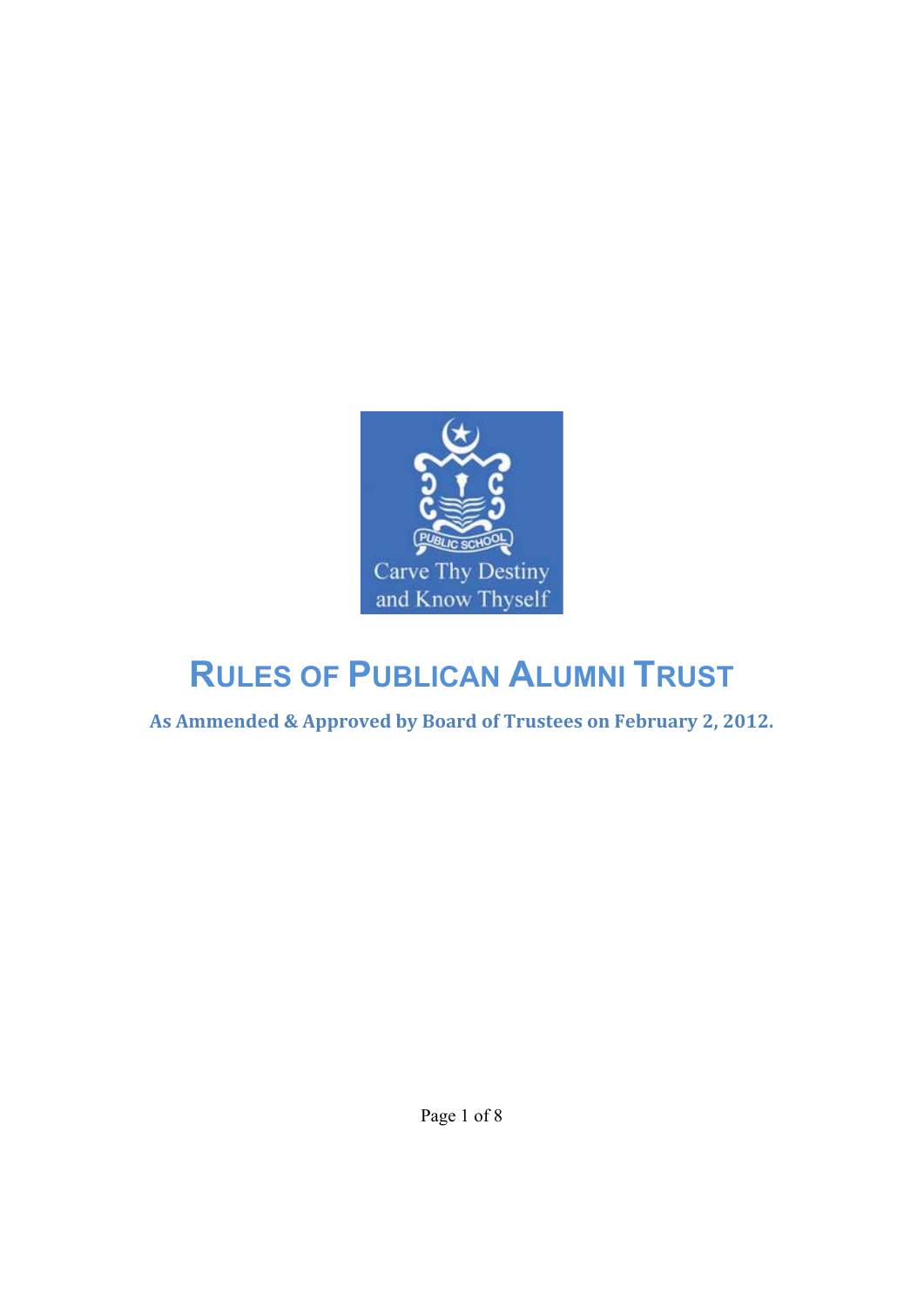# RULES OF PUBLICAN ALUMNI TRUST

**As Ammended & Approved by Board of Trustees on February 2, 2012.**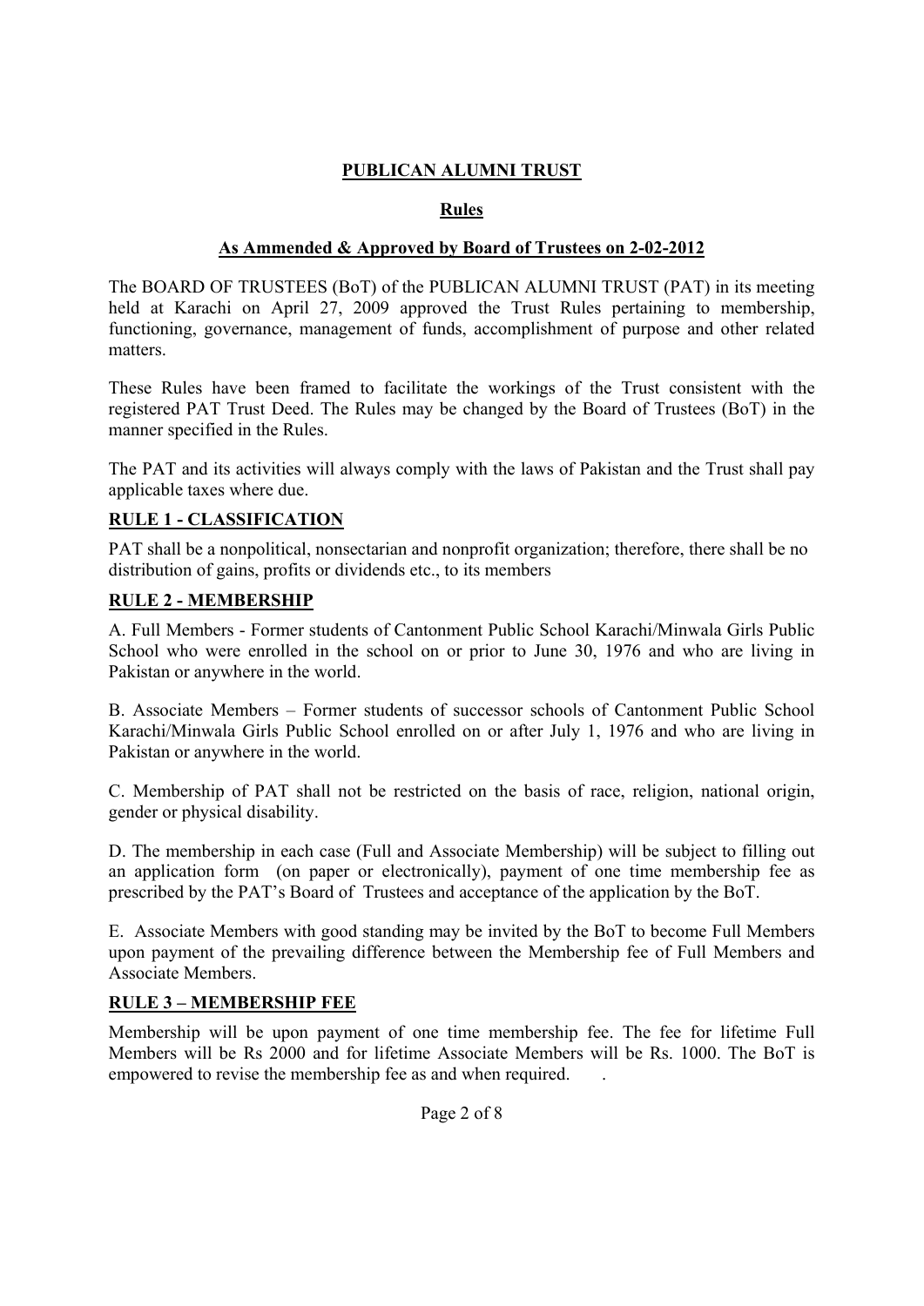# PUBLICAN ALUMNI TRUST

## Rules

### As Ammended & Approved by Board of Trustees on 2-02-2012

The BOARD OF TRUSTEES (BoT) of the PUBLICAN ALUMNI TRUST (PAT) in its meeting held at Karachi on April 27, 2009 approved the Trust Rules pertaining to membership, functioning, governance, management of funds, accomplishment of purpose and other related matters.

These Rules have been framed to facilitate the workings of the Trust consistent with the registered PAT Trust Deed. The Rules may be changed by the Board of Trustees (BoT) in the manner specified in the Rules.

The PAT and its activities will always comply with the laws of Pakistan and the Trust shall pay applicable taxes where due.

### RULE 1 - CLASSIFICATION

PAT shall be a nonpolitical, nonsectarian and nonprofit organization; therefore, there shall be no distribution of gains, profits or dividends etc., to its members

### RULE 2 - MEMBERSHIP

A. Full Members - Former students of Cantonment Public School Karachi/Minwala Girls Public School who were enrolled in the school on or prior to June 30, 1976 and who are living in Pakistan or anywhere in the world.

B. Associate Members – Former students of successor schools of Cantonment Public School Karachi/Minwala Girls Public School enrolled on or after July 1, 1976 and who are living in Pakistan or anywhere in the world.

C. Membership of PAT shall not be restricted on the basis of race, religion, national origin, gender or physical disability.

D. The membership in each case (Full and Associate Membership) will be subject to filling out an application form (on paper or electronically), payment of one time membership fee as prescribed by the PAT's Board of Trustees and acceptance of the application by the BoT.

E. Associate Members with good standing may be invited by the BoT to become Full Members upon payment of the prevailing difference between the Membership fee of Full Members and Associate Members.

### RULE 3 – MEMBERSHIP FEE

Membership will be upon payment of one time membership fee. The fee for lifetime Full Members will be Rs 2000 and for lifetime Associate Members will be Rs. 1000. The BoT is empowered to revise the membership fee as and when required.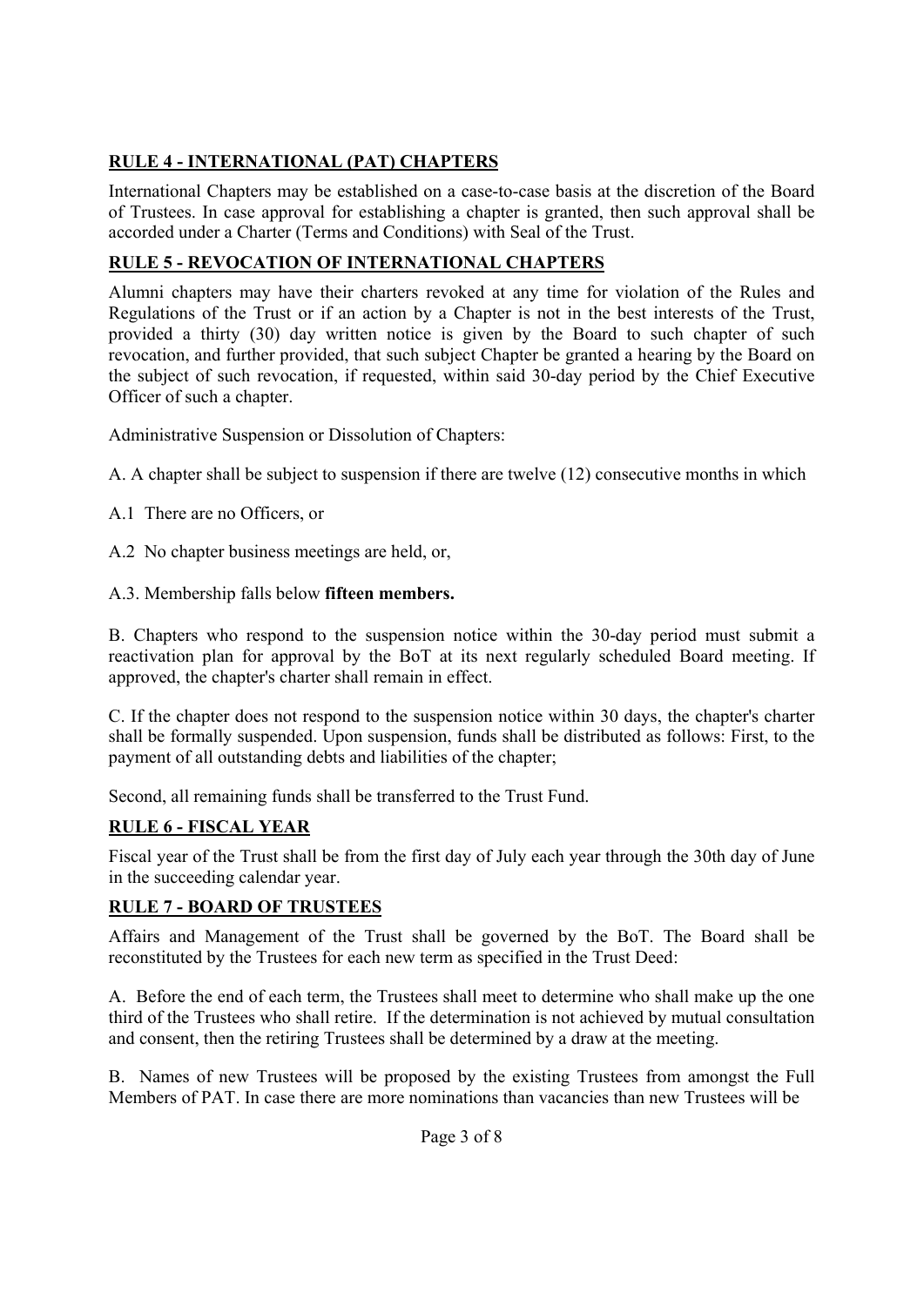## RULE 4 - INTERNATIONAL (PAT) CHAPTERS

International Chapters may be established on a case-to-case basis at the discretion of the Board of Trustees. In case approval for establishing a chapter is granted, then such approval shall be accorded under a Charter (Terms and Conditions) with Seal of the Trust.

## RULE 5 - REVOCATION OF INTERNATIONAL CHAPTERS

Alumni chapters may have their charters revoked at any time for violation of the Rules and Regulations of the Trust or if an action by a Chapter is not in the best interests of the Trust, provided a thirty (30) day written notice is given by the Board to such chapter of such revocation, and further provided, that such subject Chapter be granted a hearing by the Board on the subject of such revocation, if requested, within said 30-day period by the Chief Executive Officer of such a chapter.

Administrative Suspension or Dissolution of Chapters:

A. A chapter shall be subject to suspension if there are twelve (12) consecutive months in which

A.1 There are no Officers, or

A.2 No chapter business meetings are held, or,

A.3. Membership falls below **fifteen members.**

B. Chapters who respond to the suspension notice within the 30-day period must submit a reactivation plan for approval by the BoT at its next regularly scheduled Board meeting. If approved, the chapter's charter shall remain in effect.

C. If the chapter does not respond to the suspension notice within 30 days, the chapter's charter shall be formally suspended. Upon suspension, funds shall be distributed as follows: First, to the payment of all outstanding debts and liabilities of the chapter;

Second, all remaining funds shall be transferred to the Trust Fund.

## RULE 6 - FISCAL YEAR

Fiscal year of the Trust shall be from the first day of July each year through the 30th day of June in the succeeding calendar year.

## RULE 7 - BOARD OF TRUSTEES

Affairs and Management of the Trust shall be governed by the BoT. The Board shall be reconstituted by the Trustees for each new term as specified in the Trust Deed:

A. Before the end of each term, the Trustees shall meet to determine who shall make up the one third of the Trustees who shall retire. If the determination is not achieved by mutual consultation and consent, then the retiring Trustees shall be determined by a draw at the meeting.

B. Names of new Trustees will be proposed by the existing Trustees from amongst the Full Members of PAT. In case there are more nominations than vacancies than new Trustees will be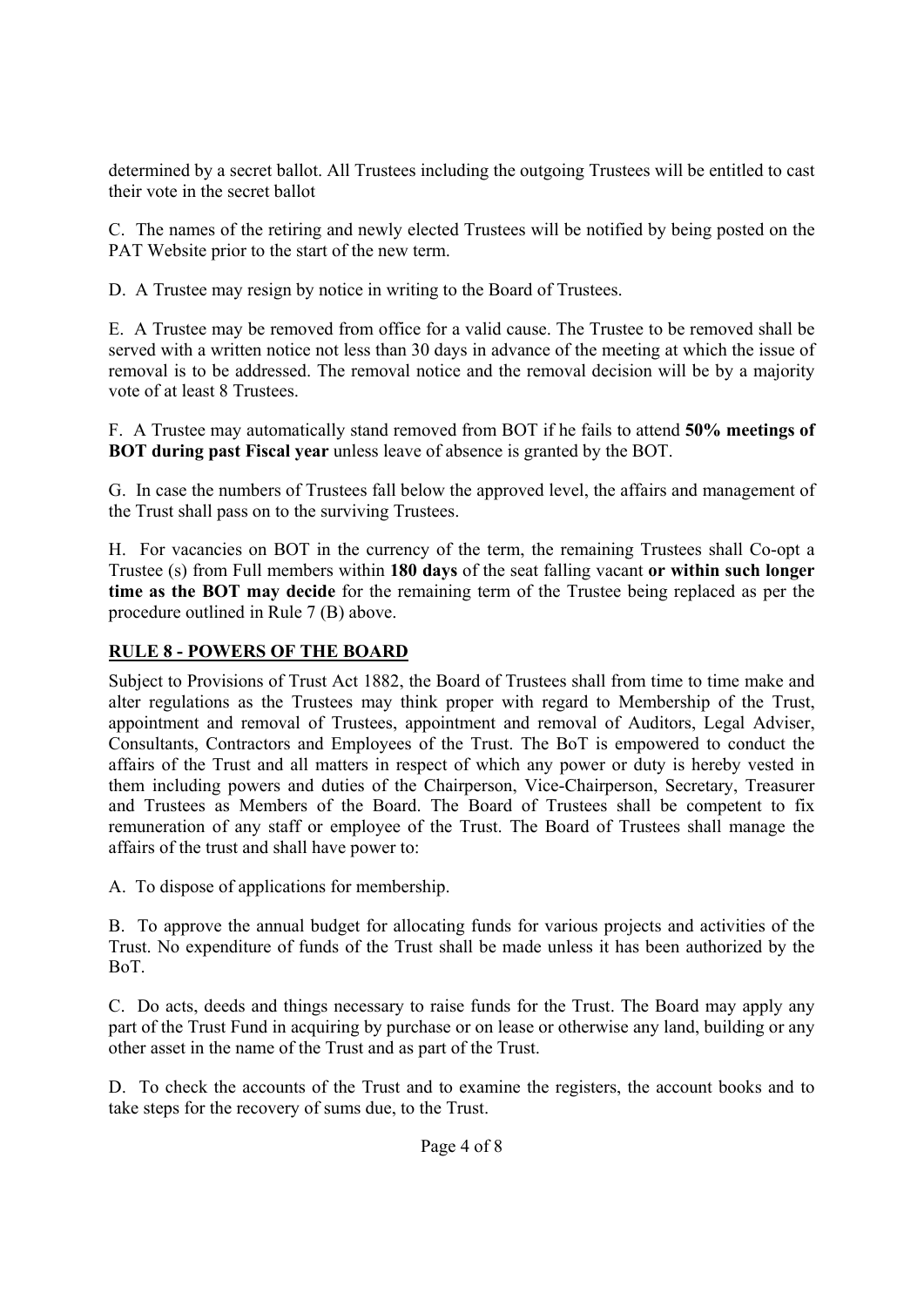determined by a secret ballot. All Trustees including the outgoing Trustees will be entitled to cast their vote in the secret ballot

C. The names of the retiring and newly elected Trustees will be notified by being posted on the PAT Website prior to the start of the new term.

D. A Trustee may resign by notice in writing to the Board of Trustees.

E. A Trustee may be removed from office for a valid cause. The Trustee to be removed shall be served with a written notice not less than 30 days in advance of the meeting at which the issue of removal is to be addressed. The removal notice and the removal decision will be by a majority vote of at least 8 Trustees.

F. A Trustee may automatically stand removed from BOT if he fails to attend **50% meetings of BOT during past Fiscal year** unless leave of absence is granted by the BOT.

G. In case the numbers of Trustees fall below the approved level, the affairs and management of the Trust shall pass on to the surviving Trustees.

H. For vacancies on BOT in the currency of the term, the remaining Trustees shall Co-opt a Trustee (s) from Full members within **180 days** of the seat falling vacant **or within such longer time as the BOT may decide** for the remaining term of the Trustee being replaced as per the procedure outlined in Rule 7 (B) above.

## RULE 8 - POWERS OF THE BOARD

Subject to Provisions of Trust Act 1882, the Board of Trustees shall from time to time make and alter regulations as the Trustees may think proper with regard to Membership of the Trust, appointment and removal of Trustees, appointment and removal of Auditors, Legal Adviser, Consultants, Contractors and Employees of the Trust. The BoT is empowered to conduct the affairs of the Trust and all matters in respect of which any power or duty is hereby vested in them including powers and duties of the Chairperson, Vice-Chairperson, Secretary, Treasurer and Trustees as Members of the Board. The Board of Trustees shall be competent to fix remuneration of any staff or employee of the Trust. The Board of Trustees shall manage the affairs of the trust and shall have power to:

A. To dispose of applications for membership.

B. To approve the annual budget for allocating funds for various projects and activities of the Trust. No expenditure of funds of the Trust shall be made unless it has been authorized by the BoT.

C. Do acts, deeds and things necessary to raise funds for the Trust. The Board may apply any part of the Trust Fund in acquiring by purchase or on lease or otherwise any land, building or any other asset in the name of the Trust and as part of the Trust.

D. To check the accounts of the Trust and to examine the registers, the account books and to take steps for the recovery of sums due, to the Trust.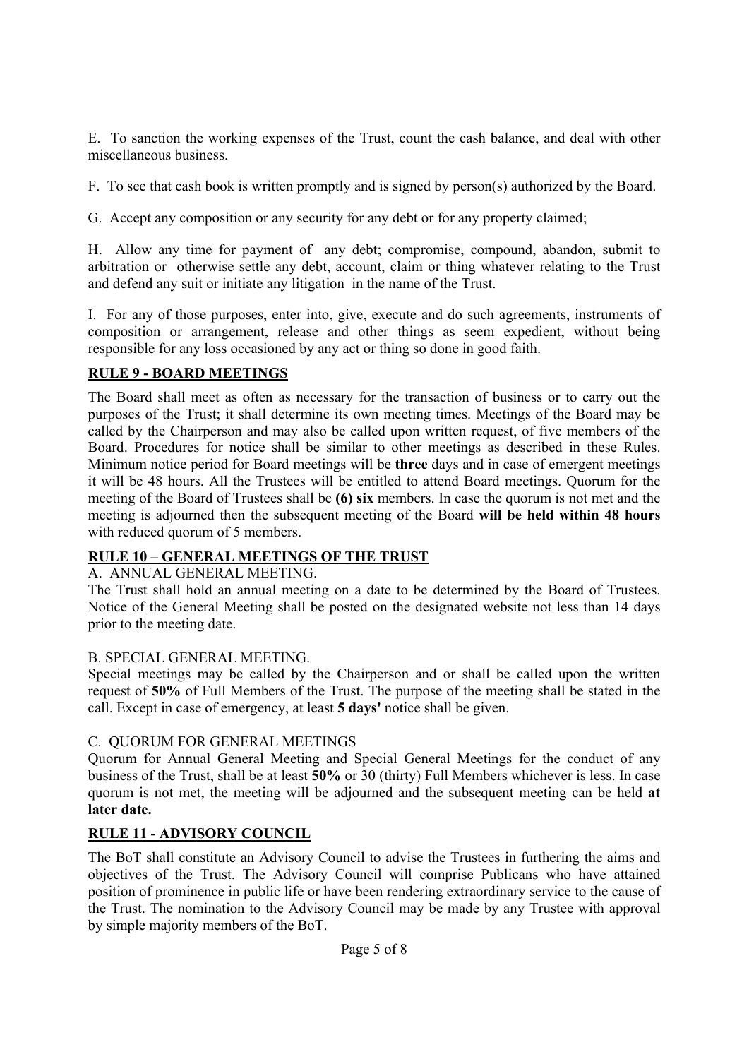E. To sanction the working expenses of the Trust, count the cash balance, and deal with other miscellaneous business.

F. To see that cash book is written promptly and is signed by person(s) authorized by the Board.

G. Accept any composition or any security for any debt or for any property claimed;

H. Allow any time for payment of any debt; compromise, compound, abandon, submit to arbitration or otherwise settle any debt, account, claim or thing whatever relating to the Trust and defend any suit or initiate any litigation in the name of the Trust.

I. For any of those purposes, enter into, give, execute and do such agreements, instruments of composition or arrangement, release and other things as seem expedient, without being responsible for any loss occasioned by any act or thing so done in good faith.

## RULE 9 - BOARD MEETINGS

The Board shall meet as often as necessary for the transaction of business or to carry out the purposes of the Trust; it shall determine its own meeting times. Meetings of the Board may be called by the Chairperson and may also be called upon written request, of five members of the Board. Procedures for notice shall be similar to other meetings as described in these Rules. Minimum notice period for Board meetings will be **three** days and in case of emergent meetings it will be 48 hours. All the Trustees will be entitled to attend Board meetings. Quorum for the meeting of the Board of Trustees shall be **(6) six** members. In case the quorum is not met and the meeting is adjourned then the subsequent meeting of the Board **will be held within 48 hours** with reduced quorum of 5 members.

## RULE 10 – GENERAL MEETINGS OF THE TRUST

A. ANNUAL GENERAL MEETING.

The Trust shall hold an annual meeting on a date to be determined by the Board of Trustees. Notice of the General Meeting shall be posted on the designated website not less than 14 days prior to the meeting date.

B. SPECIAL GENERAL MEETING.

Special meetings may be called by the Chairperson and or shall be called upon the written request of **50%** of Full Members of the Trust. The purpose of the meeting shall be stated in the call. Except in case of emergency, at least **5 days'** notice shall be given.

C. QUORUM FOR GENERAL MEETINGS

Quorum for Annual General Meeting and Special General Meetings for the conduct of any business of the Trust, shall be at least **50%** or 30 (thirty) Full Members whichever is less. In case quorum is not met, the meeting will be adjourned and the subsequent meeting can be held **at later date.**

## RULE 11 - ADVISORY COUNCIL

The BoT shall constitute an Advisory Council to advise the Trustees in furthering the aims and objectives of the Trust. The Advisory Council will comprise Publicans who have attained position of prominence in public life or have been rendering extraordinary service to the cause of the Trust. The nomination to the Advisory Council may be made by any Trustee with approval by simple majority members of the BoT.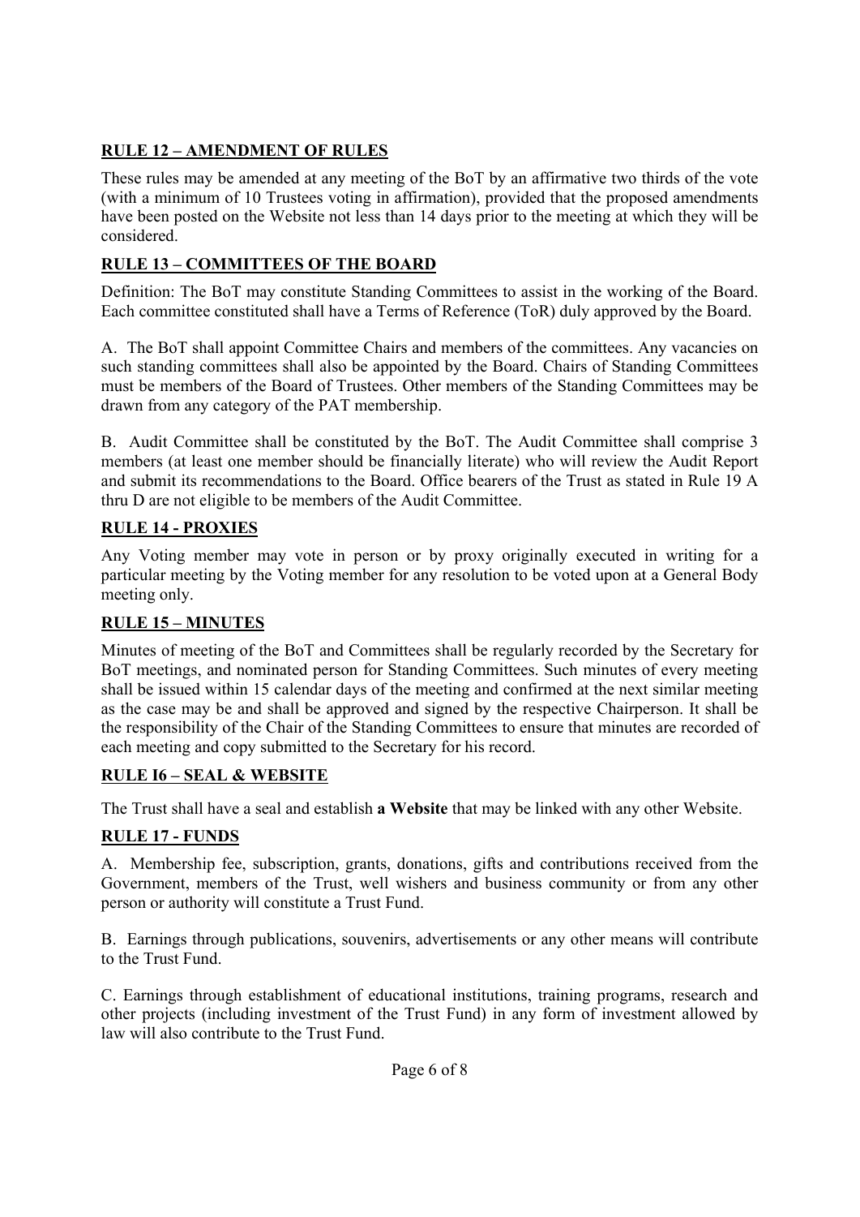## RULE 12 – AMENDMENT OF RULES

These rules may be amended at any meeting of the BoT by an affirmative two thirds of the vote (with a minimum of 10 Trustees voting in affirmation), provided that the proposed amendments have been posted on the Website not less than 14 days prior to the meeting at which they will be considered.

## RULE 13 – COMMITTEES OF THE BOARD

Definition: The BoT may constitute Standing Committees to assist in the working of the Board. Each committee constituted shall have a Terms of Reference (ToR) duly approved by the Board.

A. The BoT shall appoint Committee Chairs and members of the committees. Any vacancies on such standing committees shall also be appointed by the Board. Chairs of Standing Committees must be members of the Board of Trustees. Other members of the Standing Committees may be drawn from any category of the PAT membership.

B. Audit Committee shall be constituted by the BoT. The Audit Committee shall comprise 3 members (at least one member should be financially literate) who will review the Audit Report and submit its recommendations to the Board. Office bearers of the Trust as stated in Rule 19 A thru D are not eligible to be members of the Audit Committee.

## RULE 14 - PROXIES

Any Voting member may vote in person or by proxy originally executed in writing for a particular meeting by the Voting member for any resolution to be voted upon at a General Body meeting only.

## RULE 15 – MINUTES

Minutes of meeting of the BoT and Committees shall be regularly recorded by the Secretary for BoT meetings, and nominated person for Standing Committees. Such minutes of every meeting shall be issued within 15 calendar days of the meeting and confirmed at the next similar meeting as the case may be and shall be approved and signed by the respective Chairperson. It shall be the responsibility of the Chair of the Standing Committees to ensure that minutes are recorded of each meeting and copy submitted to the Secretary for his record.

## RULE I6 – SEAL & WEBSITE

The Trust shall have a seal and establish **a Website** that may be linked with any other Website.

## RULE 17 - FUNDS

A. Membership fee, subscription, grants, donations, gifts and contributions received from the Government, members of the Trust, well wishers and business community or from any other person or authority will constitute a Trust Fund.

B. Earnings through publications, souvenirs, advertisements or any other means will contribute to the Trust Fund.

C. Earnings through establishment of educational institutions, training programs, research and other projects (including investment of the Trust Fund) in any form of investment allowed by law will also contribute to the Trust Fund.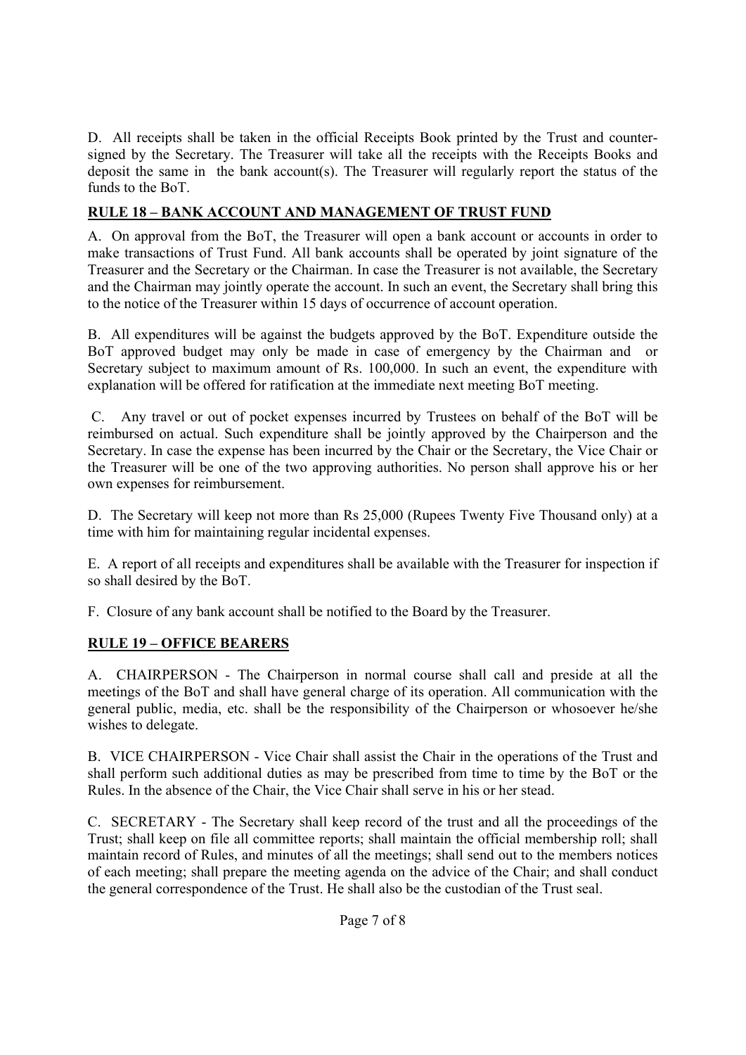D. All receipts shall be taken in the official Receipts Book printed by the Trust and countersigned by the Secretary. The Treasurer will take all the receipts with the Receipts Books and deposit the same in the bank account(s). The Treasurer will regularly report the status of the funds to the BoT.

## RULE 18 – BANK ACCOUNT AND MANAGEMENT OF TRUST FUND

A. On approval from the BoT, the Treasurer will open a bank account or accounts in order to make transactions of Trust Fund. All bank accounts shall be operated by joint signature of the Treasurer and the Secretary or the Chairman. In case the Treasurer is not available, the Secretary and the Chairman may jointly operate the account. In such an event, the Secretary shall bring this to the notice of the Treasurer within 15 days of occurrence of account operation.

B. All expenditures will be against the budgets approved by the BoT. Expenditure outside the BoT approved budget may only be made in case of emergency by the Chairman and or Secretary subject to maximum amount of Rs. 100,000. In such an event, the expenditure with explanation will be offered for ratification at the immediate next meeting BoT meeting.

C. Any travel or out of pocket expenses incurred by Trustees on behalf of the BoT will be reimbursed on actual. Such expenditure shall be jointly approved by the Chairperson and the Secretary. In case the expense has been incurred by the Chair or the Secretary, the Vice Chair or the Treasurer will be one of the two approving authorities. No person shall approve his or her own expenses for reimbursement.

D. The Secretary will keep not more than Rs 25,000 (Rupees Twenty Five Thousand only) at a time with him for maintaining regular incidental expenses.

E. A report of all receipts and expenditures shall be available with the Treasurer for inspection if so shall desired by the BoT.

F. Closure of any bank account shall be notified to the Board by the Treasurer.

## RULE 19 – OFFICE BEARERS

A. CHAIRPERSON - The Chairperson in normal course shall call and preside at all the meetings of the BoT and shall have general charge of its operation. All communication with the general public, media, etc. shall be the responsibility of the Chairperson or whosoever he/she wishes to delegate.

B. VICE CHAIRPERSON - Vice Chair shall assist the Chair in the operations of the Trust and shall perform such additional duties as may be prescribed from time to time by the BoT or the Rules. In the absence of the Chair, the Vice Chair shall serve in his or her stead.

C. SECRETARY - The Secretary shall keep record of the trust and all the proceedings of the Trust; shall keep on file all committee reports; shall maintain the official membership roll; shall maintain record of Rules, and minutes of all the meetings; shall send out to the members notices of each meeting; shall prepare the meeting agenda on the advice of the Chair; and shall conduct the general correspondence of the Trust. He shall also be the custodian of the Trust seal.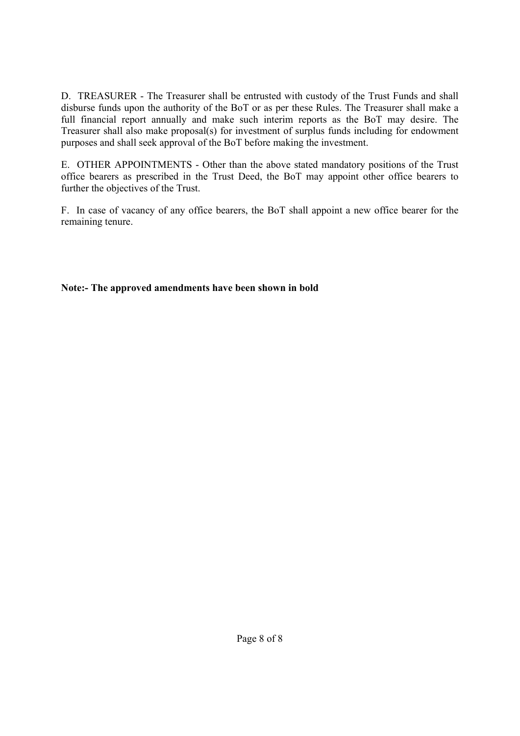D. TREASURER - The Treasurer shall be entrusted with custody of the Trust Funds and shall disburse funds upon the authority of the BoT or as per these Rules. The Treasurer shall make a full financial report annually and make such interim reports as the BoT may desire. The Treasurer shall also make proposal(s) for investment of surplus funds including for endowment purposes and shall seek approval of the BoT before making the investment.

E. OTHER APPOINTMENTS - Other than the above stated mandatory positions of the Trust office bearers as prescribed in the Trust Deed, the BoT may appoint other office bearers to further the objectives of the Trust.

F. In case of vacancy of any office bearers, the BoT shall appoint a new office bearer for the remaining tenure.

**Note:- The approved amendments have been shown in bold**